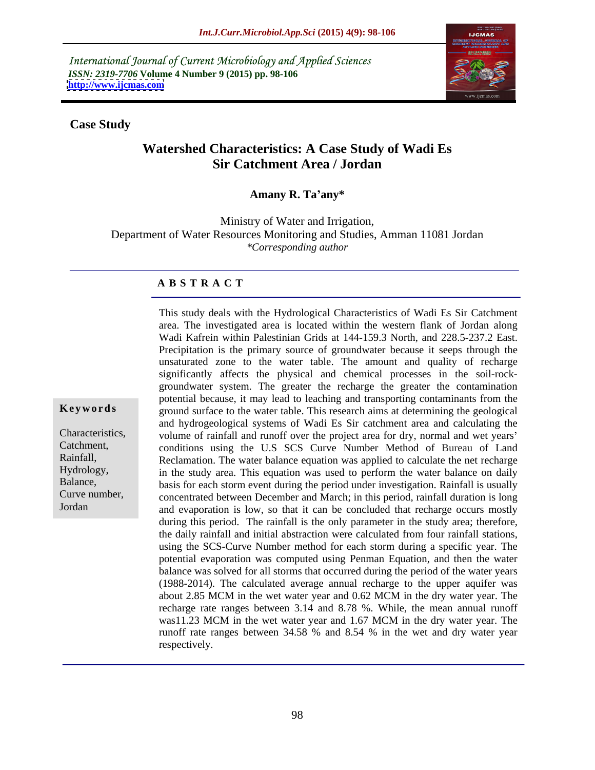International Journal of Current Microbiology and Applied Sciences
*ISSN: 2319-7706* **Volume 4 Number 9 (2015) pp. 98-106**
**http://www.ijcmas.com**

**Case Study**

# Watershed Characteristics: A Case Study of Wadi Es Sir Catchment Area / Jordan

**Amany R. Ta'any***

Ministry of Water and Irrigation,
Department of Water Resources Monitoring and Studies, Amman 11081 Jordan
*\*Corresponding author*

## A B S T R A C T

**Keywords**

Characteristics,
Catchment,
Rainfall,
Hydrology,
Balance,
Curve number,
Jordan

This study deals with the Hydrological Characteristics of Wadi Es Sir Catchment area. The investigated area is located within the western flank of Jordan along Wadi Kafrein within Palestinian Grids at 144-159.3 North, and 228.5-237.2 East. Precipitation is the primary source of groundwater because it seeps through the unsaturated zone to the water table. The amount and quality of recharge significantly affects the physical and chemical processes in the soil-rock-groundwater system. The greater the recharge the greater the contamination potential because, it may lead to leaching and transporting contaminants from the ground surface to the water table. This research aims at determining the geological and hydrogeological systems of Wadi Es Sir catchment area and calculating the volume of rainfall and runoff over the project area for dry, normal and wet years' conditions using the U.S SCS Curve Number Method of Bureau of Land Reclamation. The water balance equation was applied to calculate the net recharge in the study area. This equation was used to perform the water balance on daily basis for each storm event during the period under investigation. Rainfall is usually concentrated between December and March; in this period, rainfall duration is long and evaporation is low, so that it can be concluded that recharge occurs mostly during this period. The rainfall is the only parameter in the study area; therefore, the daily rainfall and initial abstraction were calculated from four rainfall stations, using the SCS-Curve Number method for each storm during a specific year. The potential evaporation was computed using Penman Equation, and then the water balance was solved for all storms that occurred during the period of the water years (1988-2014). The calculated average annual recharge to the upper aquifer was about 2.85 MCM in the wet water year and 0.62 MCM in the dry water year. The recharge rate ranges between 3.14 and 8.78 %. While, the mean annual runoff was11.23 MCM in the wet water year and 1.67 MCM in the dry water year. The runoff rate ranges between 34.58 % and 8.54 % in the wet and dry water year respectively.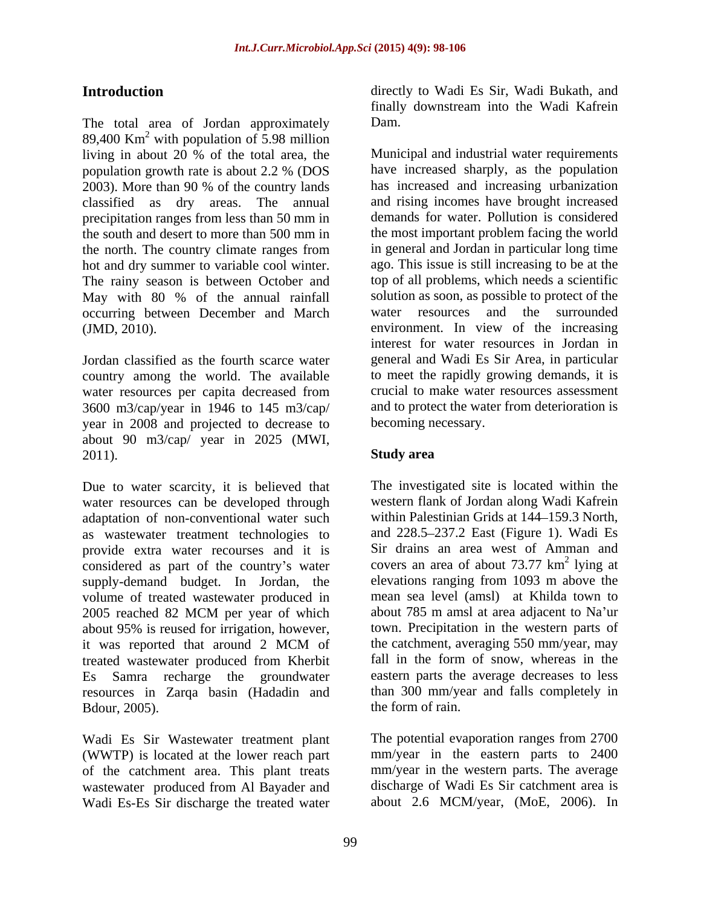## Introduction

The total area of Jordan approximately 89,400 $Km^2$ with population of 5.98 million living in about 20 % of the total area, the population growth rate is about 2.2 % (DOS 2003). More than 90 % of the country lands classified as dry areas. The annual precipitation ranges from less than 50 mm in the south and desert to more than 500 mm in the north. The country climate ranges from hot and dry summer to variable cool winter. The rainy season is between October and May with 80 % of the annual rainfall occurring between December and March (JMD, 2010).

Jordan classified as the fourth scarce water country among the world. The available water resources per capita decreased from 3600 m3/cap/year in 1946 to 145 m3/cap/ year in 2008 and projected to decrease to about 90 m3/cap/ year in 2025 (MWI, 2011).

Due to water scarcity, it is believed that water resources can be developed through adaptation of non-conventional water such as wastewater treatment technologies to provide extra water recourses and it is considered as part of the country's water supply-demand budget. In Jordan, the volume of treated wastewater produced in 2005 reached 82 MCM per year of which about 95% is reused for irrigation, however, it was reported that around 2 MCM of treated wastewater produced from Kherbit Es Samra recharge the groundwater resources in Zarqa basin (Hadadin and Bdour, 2005).

Wadi Es Sir Wastewater treatment plant (WWTP) is located at the lower reach part of the catchment area. This plant treats wastewater produced from Al Bayader and Wadi Es-Es Sir discharge the treated water directly to Wadi Es Sir, Wadi Bukath, and finally downstream into the Wadi Kafrein Dam.

Municipal and industrial water requirements have increased sharply, as the population has increased and increasing urbanization and rising incomes have brought increased demands for water. Pollution is considered the most important problem facing the world in general and Jordan in particular long time ago. This issue is still increasing to be at the top of all problems, which needs a scientific solution as soon, as possible to protect of the water resources and the surrounded environment. In view of the increasing interest for water resources in Jordan in general and Wadi Es Sir Area, in particular to meet the rapidly growing demands, it is crucial to make water resources assessment and to protect the water from deterioration is becoming necessary.

## Study area

The investigated site is located within the western flank of Jordan along Wadi Kafrein within Palestinian Grids at 144–159.3 North, and 228.5–237.2 East (Figure 1). Wadi Es Sir drains an area west of Amman and covers an area of about 73.77 $km^2$ lying at elevations ranging from 1093 m above the mean sea level (amsl) at Khilda town to about 785 m amsl at area adjacent to Na'ur town. Precipitation in the western parts of the catchment, averaging 550 mm/year, may fall in the form of snow, whereas in the eastern parts the average decreases to less than 300 mm/year and falls completely in the form of rain.

The potential evaporation ranges from 2700 mm/year in the eastern parts to 2400 mm/year in the western parts. The average discharge of Wadi Es Sir catchment area is about 2.6 MCM/year, (MoE, 2006). In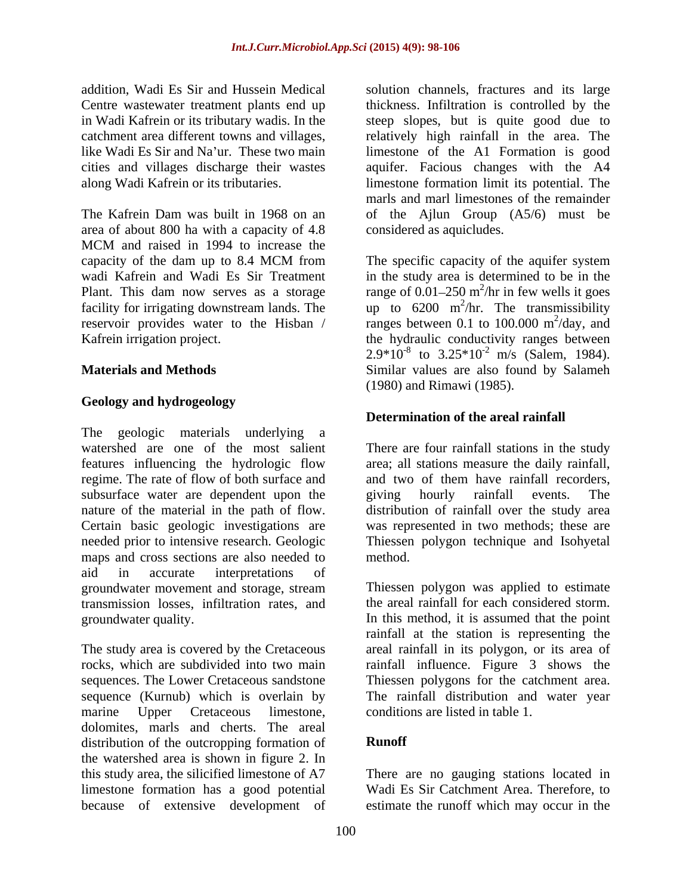addition, Wadi Es Sir and Hussein Medical Centre wastewater treatment plants end up in Wadi Kafrein or its tributary wadis. In the catchment area different towns and villages, like Wadi Es Sir and Na'ur. These two main cities and villages discharge their wastes along Wadi Kafrein or its tributaries.

The Kafrein Dam was built in 1968 on an area of about 800 ha with a capacity of 4.8 MCM and raised in 1994 to increase the capacity of the dam up to 8.4 MCM from wadi Kafrein and Wadi Es Sir Treatment Plant. This dam now serves as a storage facility for irrigating downstream lands. The reservoir provides water to the Hisban / Kafrein irrigation project.

## Materials and Methods

### Geology and hydrogeology

The geologic materials underlying a watershed are one of the most salient features influencing the hydrologic flow regime. The rate of flow of both surface and subsurface water are dependent upon the nature of the material in the path of flow. Certain basic geologic investigations are needed prior to intensive research. Geologic maps and cross sections are also needed to aid in accurate interpretations of groundwater movement and storage, stream transmission losses, infiltration rates, and groundwater quality.

The study area is covered by the Cretaceous rocks, which are subdivided into two main sequences. The Lower Cretaceous sandstone sequence (Kurnub) which is overlain by marine Upper Cretaceous limestone, dolomites, marls and cherts. The areal distribution of the outcropping formation of the watershed area is shown in figure 2. In this study area, the silicified limestone of A7 limestone formation has a good potential because of extensive development of solution channels, fractures and its large thickness. Infiltration is controlled by the steep slopes, but is quite good due to relatively high rainfall in the area. The limestone of the A1 Formation is good aquifer. Facious changes with the A4 limestone formation limit its potential. The marls and marl limestones of the remainder of the Ajlun Group (A5/6) must be considered as aquicludes.

The specific capacity of the aquifer system in the study area is determined to be in the range of 0.01–250 $m^2$/hr in few wells it goes up to 6200 $m^2$/hr. The transmissibility ranges between 0.1 to 100.000 $m^2$/day, and the hydraulic conductivity ranges between $2.9*10^{-8}$ to $3.25*10^{-2}$ m/s (Salem, 1984). Similar values are also found by Salameh (1980) and Rimawi (1985).

### Determination of the areal rainfall

There are four rainfall stations in the study area; all stations measure the daily rainfall, and two of them have rainfall recorders, giving hourly rainfall events. The distribution of rainfall over the study area was represented in two methods; these are Thiessen polygon technique and Isohyetal method.

Thiessen polygon was applied to estimate the areal rainfall for each considered storm. In this method, it is assumed that the point rainfall at the station is representing the areal rainfall in its polygon, or its area of rainfall influence. Figure 3 shows the Thiessen polygons for the catchment area. The rainfall distribution and water year conditions are listed in table 1.

### Runoff

There are no gauging stations located in Wadi Es Sir Catchment Area. Therefore, to estimate the runoff which may occur in the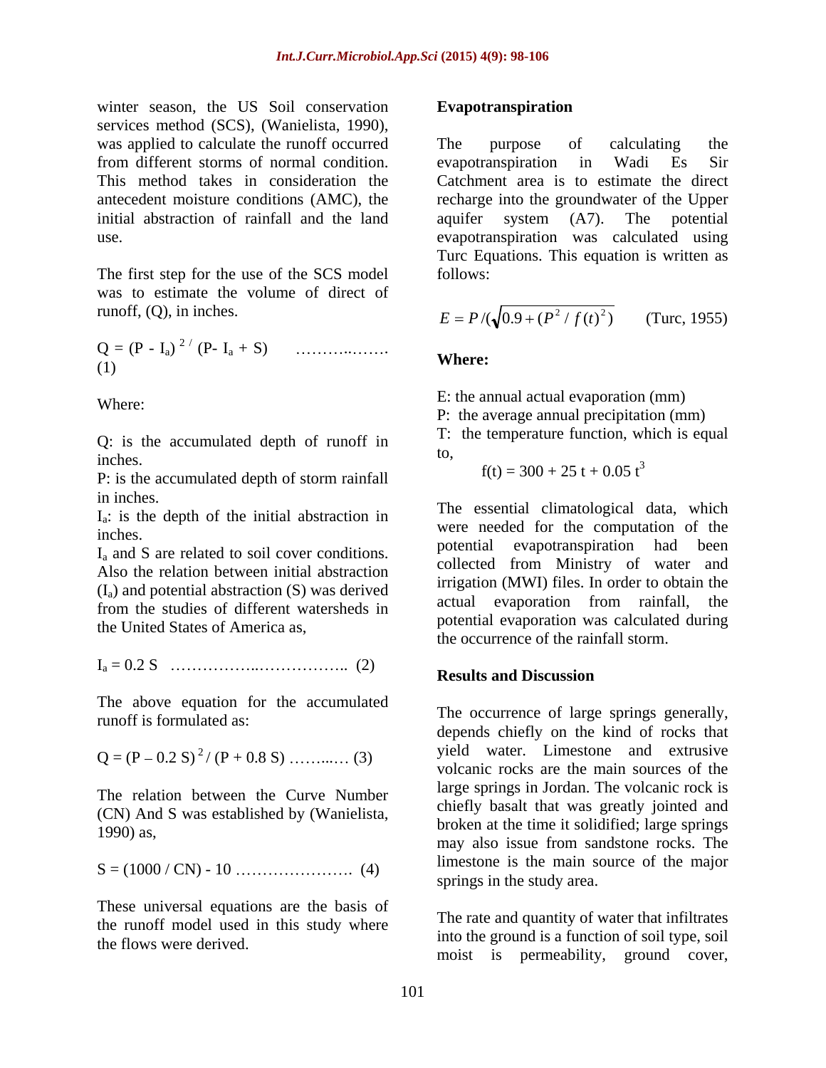winter season, the US Soil conservation services method (SCS), (Wanielista, 1990), was applied to calculate the runoff occurred from different storms of normal condition. This method takes in consideration the antecedent moisture conditions (AMC), the initial abstraction of rainfall and the land use.

The first step for the use of the SCS model was to estimate the volume of direct of runoff, (Q), in inches.

$$Q = (P - I_a)^{2\,/}\ (P - I_a + S) \quad \ldots\ldots\ldots\ldots\ldots\ (1)$$

Where:

Q: is the accumulated depth of runoff in inches.
P: is the accumulated depth of storm rainfall in inches.
$I_a$: is the depth of the initial abstraction in inches.
$I_a$ and S are related to soil cover conditions. Also the relation between initial abstraction ($I_a$) and potential abstraction (S) was derived from the studies of different watersheds in the United States of America as,

$$I_a = 0.2\,S \quad \ldots\ldots\ldots\ldots\ldots\ldots\ldots\ldots\ldots\ldots\ (2)$$

The above equation for the accumulated runoff is formulated as:

$$Q = (P - 0.2\,S)^2 / (P + 0.8\,S) \quad \ldots\ldots\ldots\ (3)$$

The relation between the Curve Number (CN) And S was established by (Wanielista, 1990) as,

$$S = (1000 / CN) - 10 \quad \ldots\ldots\ldots\ldots\ldots\ldots\ (4)$$

These universal equations are the basis of the runoff model used in this study where the flows were derived.

## Evapotranspiration

The purpose of calculating the evapotranspiration in Wadi Es Sir Catchment area is to estimate the direct recharge into the groundwater of the Upper aquifer system (A7). The potential evapotranspiration was calculated using Turc Equations. This equation is written as follows:

$$E = P / (\sqrt{0.9 + (P^2 / f(t)^2})) \qquad \text{(Turc, 1955)}$$

**Where:**

E: the annual actual evaporation (mm)
P: the average annual precipitation (mm)
T: the temperature function, which is equal to,

$$f(t) = 300 + 25\,t + 0.05\,t^3$$

The essential climatological data, which were needed for the computation of the potential evapotranspiration had been collected from Ministry of water and irrigation (MWI) files. In order to obtain the actual evaporation from rainfall, the potential evaporation was calculated during the occurrence of the rainfall storm.

## Results and Discussion

The occurrence of large springs generally, depends chiefly on the kind of rocks that yield water. Limestone and extrusive volcanic rocks are the main sources of the large springs in Jordan. The volcanic rock is chiefly basalt that was greatly jointed and broken at the time it solidified; large springs may also issue from sandstone rocks. The limestone is the main source of the major springs in the study area.

The rate and quantity of water that infiltrates into the ground is a function of soil type, soil moist is permeability, ground cover,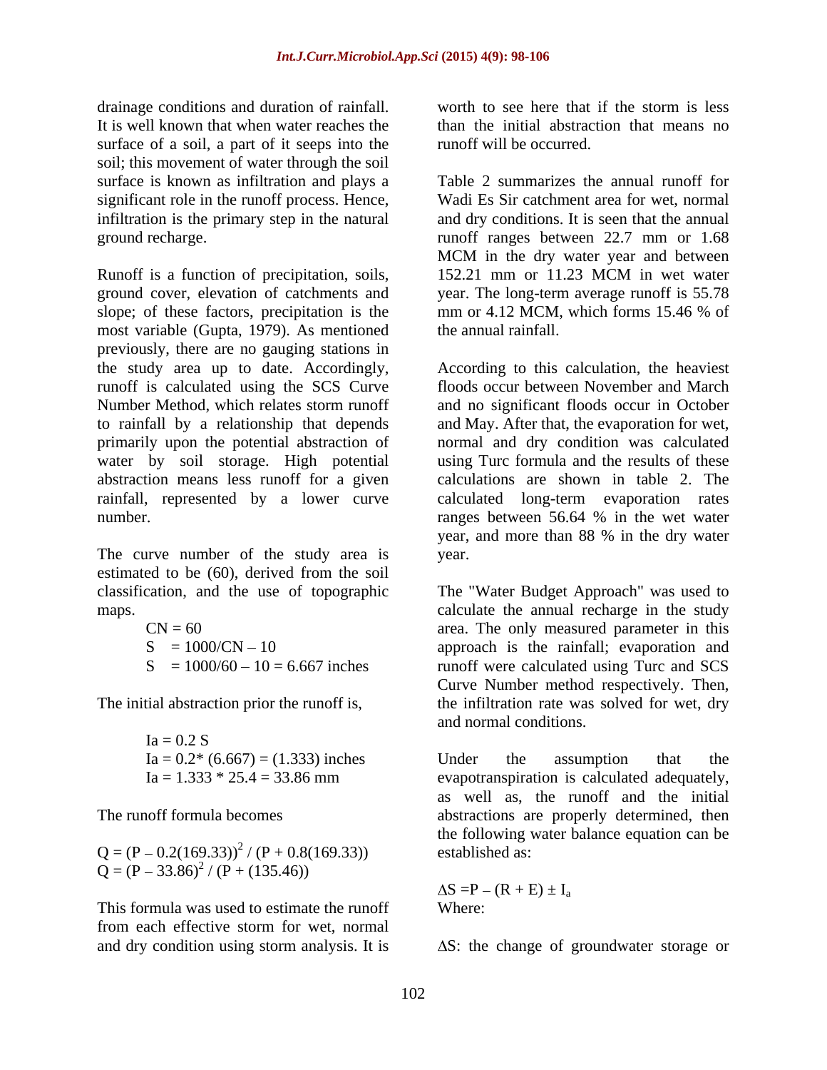drainage conditions and duration of rainfall. It is well known that when water reaches the surface of a soil, a part of it seeps into the soil; this movement of water through the soil surface is known as infiltration and plays a significant role in the runoff process. Hence, infiltration is the primary step in the natural ground recharge.

Runoff is a function of precipitation, soils, ground cover, elevation of catchments and slope; of these factors, precipitation is the most variable (Gupta, 1979). As mentioned previously, there are no gauging stations in the study area up to date. Accordingly, runoff is calculated using the SCS Curve Number Method, which relates storm runoff to rainfall by a relationship that depends primarily upon the potential abstraction of water by soil storage. High potential abstraction means less runoff for a given rainfall, represented by a lower curve number.

The curve number of the study area is estimated to be (60), derived from the soil classification, and the use of topographic maps.

$$CN = 60$$
$$S = 1000/CN - 10$$
$$S = 1000/60 - 10 = 6.667 \text{ inches}$$

The initial abstraction prior the runoff is,

$$Ia = 0.2\ S$$
$$Ia = 0.2 * (6.667) = (1.333) \text{ inches}$$
$$Ia = 1.333 * 25.4 = 33.86 \text{ mm}$$

The runoff formula becomes

$$Q = (P - 0.2(169.33))^2 / (P + 0.8(169.33))$$
$$Q = (P - 33.86)^2 / (P + (135.46))$$

This formula was used to estimate the runoff from each effective storm for wet, normal and dry condition using storm analysis. It is worth to see here that if the storm is less than the initial abstraction that means no runoff will be occurred.

Table 2 summarizes the annual runoff for Wadi Es Sir catchment area for wet, normal and dry conditions. It is seen that the annual runoff ranges between 22.7 mm or 1.68 MCM in the dry water year and between 152.21 mm or 11.23 MCM in wet water year. The long-term average runoff is 55.78 mm or 4.12 MCM, which forms 15.46 % of the annual rainfall.

According to this calculation, the heaviest floods occur between November and March and no significant floods occur in October and May. After that, the evaporation for wet, normal and dry condition was calculated using Turc formula and the results of these calculations are shown in table 2. The calculated long-term evaporation rates ranges between 56.64 % in the wet water year, and more than 88 % in the dry water year.

The "Water Budget Approach" was used to calculate the annual recharge in the study area. The only measured parameter in this approach is the rainfall; evaporation and runoff were calculated using Turc and SCS Curve Number method respectively. Then, the infiltration rate was solved for wet, dry and normal conditions.

Under the assumption that the evapotranspiration is calculated adequately, as well as, the runoff and the initial abstractions are properly determined, then the following water balance equation can be established as:

$$\Delta S = P - (R + E) \pm I_a$$

Where:

$\Delta S$: the change of groundwater storage or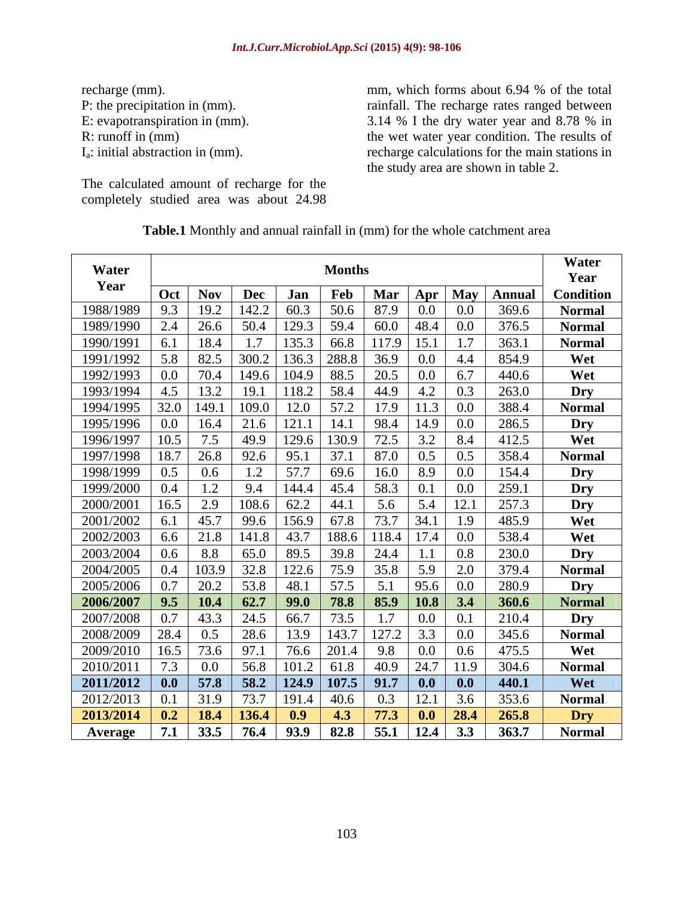recharge (mm).

P: the precipitation in (mm).

E: evapotranspiration in (mm).

R: runoff in (mm)

$I_a$: initial abstraction in (mm).

The calculated amount of recharge for the completely studied area was about 24.98 mm, which forms about 6.94 % of the total rainfall. The recharge rates ranged between 3.14 % I the dry water year and 8.78 % in the wet water year condition. The results of recharge calculations for the main stations in the study area are shown in table 2.

**Table.1** Monthly and annual rainfall in (mm) for the whole catchment area

| Water Year | Months | | | | | | | | | Water Year |
|---|---|---|---|---|---|---|---|---|---|---|
| | Oct | Nov | Dec | Jan | Feb | Mar | Apr | May | Annual | Condition |
| 1988/1989 | 9.3 | 19.2 | 142.2 | 60.3 | 50.6 | 87.9 | 0.0 | 0.0 | 369.6 | Normal |
| 1989/1990 | 2.4 | 26.6 | 50.4 | 129.3 | 59.4 | 60.0 | 48.4 | 0.0 | 376.5 | Normal |
| 1990/1991 | 6.1 | 18.4 | 1.7 | 135.3 | 66.8 | 117.9 | 15.1 | 1.7 | 363.1 | Normal |
| 1991/1992 | 5.8 | 82.5 | 300.2 | 136.3 | 288.8 | 36.9 | 0.0 | 4.4 | 854.9 | Wet |
| 1992/1993 | 0.0 | 70.4 | 149.6 | 104.9 | 88.5 | 20.5 | 0.0 | 6.7 | 440.6 | Wet |
| 1993/1994 | 4.5 | 13.2 | 19.1 | 118.2 | 58.4 | 44.9 | 4.2 | 0.3 | 263.0 | Dry |
| 1994/1995 | 32.0 | 149.1 | 109.0 | 12.0 | 57.2 | 17.9 | 11.3 | 0.0 | 388.4 | Normal |
| 1995/1996 | 0.0 | 16.4 | 21.6 | 121.1 | 14.1 | 98.4 | 14.9 | 0.0 | 286.5 | Dry |
| 1996/1997 | 10.5 | 7.5 | 49.9 | 129.6 | 130.9 | 72.5 | 3.2 | 8.4 | 412.5 | Wet |
| 1997/1998 | 18.7 | 26.8 | 92.6 | 95.1 | 37.1 | 87.0 | 0.5 | 0.5 | 358.4 | Normal |
| 1998/1999 | 0.5 | 0.6 | 1.2 | 57.7 | 69.6 | 16.0 | 8.9 | 0.0 | 154.4 | Dry |
| 1999/2000 | 0.4 | 1.2 | 9.4 | 144.4 | 45.4 | 58.3 | 0.1 | 0.0 | 259.1 | Dry |
| 2000/2001 | 16.5 | 2.9 | 108.6 | 62.2 | 44.1 | 5.6 | 5.4 | 12.1 | 257.3 | Dry |
| 2001/2002 | 6.1 | 45.7 | 99.6 | 156.9 | 67.8 | 73.7 | 34.1 | 1.9 | 485.9 | Wet |
| 2002/2003 | 6.6 | 21.8 | 141.8 | 43.7 | 188.6 | 118.4 | 17.4 | 0.0 | 538.4 | Wet |
| 2003/2004 | 0.6 | 8.8 | 65.0 | 89.5 | 39.8 | 24.4 | 1.1 | 0.8 | 230.0 | Dry |
| 2004/2005 | 0.4 | 103.9 | 32.8 | 122.6 | 75.9 | 35.8 | 5.9 | 2.0 | 379.4 | Normal |
| 2005/2006 | 0.7 | 20.2 | 53.8 | 48.1 | 57.5 | 5.1 | 95.6 | 0.0 | 280.9 | Dry |
| **2006/2007** | **9.5** | **10.4** | **62.7** | **99.0** | **78.8** | **85.9** | **10.8** | **3.4** | **360.6** | **Normal** |
| 2007/2008 | 0.7 | 43.3 | 24.5 | 66.7 | 73.5 | 1.7 | 0.0 | 0.1 | 210.4 | Dry |
| 2008/2009 | 28.4 | 0.5 | 28.6 | 13.9 | 143.7 | 127.2 | 3.3 | 0.0 | 345.6 | Normal |
| 2009/2010 | 16.5 | 73.6 | 97.1 | 76.6 | 201.4 | 9.8 | 0.0 | 0.6 | 475.5 | Wet |
| 2010/2011 | 7.3 | 0.0 | 56.8 | 101.2 | 61.8 | 40.9 | 24.7 | 11.9 | 304.6 | Normal |
| **2011/2012** | **0.0** | **57.8** | **58.2** | **124.9** | **107.5** | **91.7** | **0.0** | **0.0** | **440.1** | **Wet** |
| 2012/2013 | 0.1 | 31.9 | 73.7 | 191.4 | 40.6 | 0.3 | 12.1 | 3.6 | 353.6 | Normal |
| **2013/2014** | **0.2** | **18.4** | **136.4** | **0.9** | **4.3** | **77.3** | **0.0** | **28.4** | **265.8** | **Dry** |
| **Average** | **7.1** | **33.5** | **76.4** | **93.9** | **82.8** | **55.1** | **12.4** | **3.3** | **363.7** | **Normal** |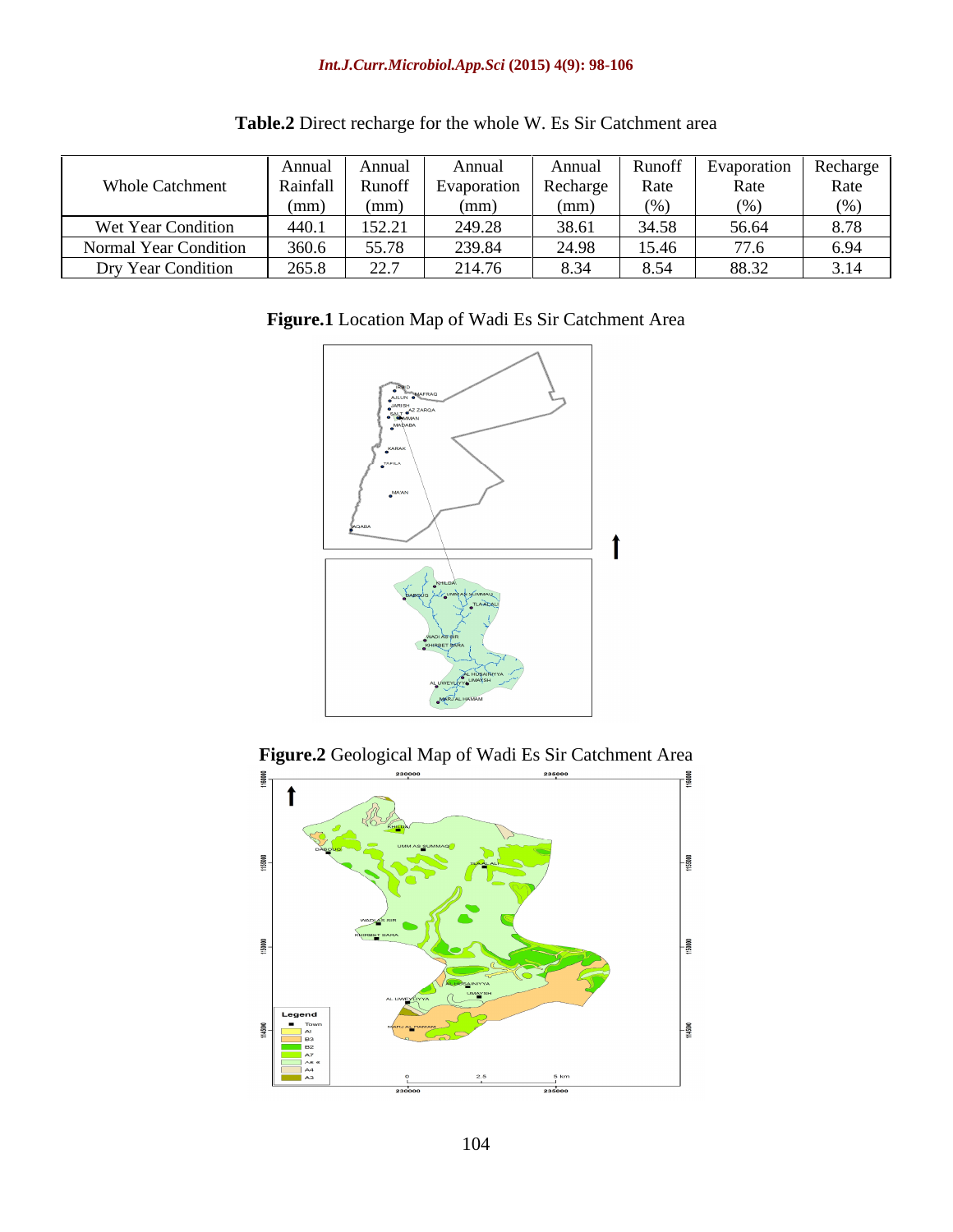**Table.2** Direct recharge for the whole W. Es Sir Catchment area

| Whole Catchment | Annual Rainfall (mm) | Annual Runoff (mm) | Annual Evaporation (mm) | Annual Recharge (mm) | Runoff Rate (%) | Evaporation Rate (%) | Recharge Rate (%) |
|---|---|---|---|---|---|---|---|
| Wet Year Condition | 440.1 | 152.21 | 249.28 | 38.61 | 34.58 | 56.64 | 8.78 |
| Normal Year Condition | 360.6 | 55.78 | 239.84 | 24.98 | 15.46 | 77.6 | 6.94 |
| Dry Year Condition | 265.8 | 22.7 | 214.76 | 8.34 | 8.54 | 88.32 | 3.14 |

**Figure.1** Location Map of Wadi Es Sir Catchment Area

**Figure.2** Geological Map of Wadi Es Sir Catchment Area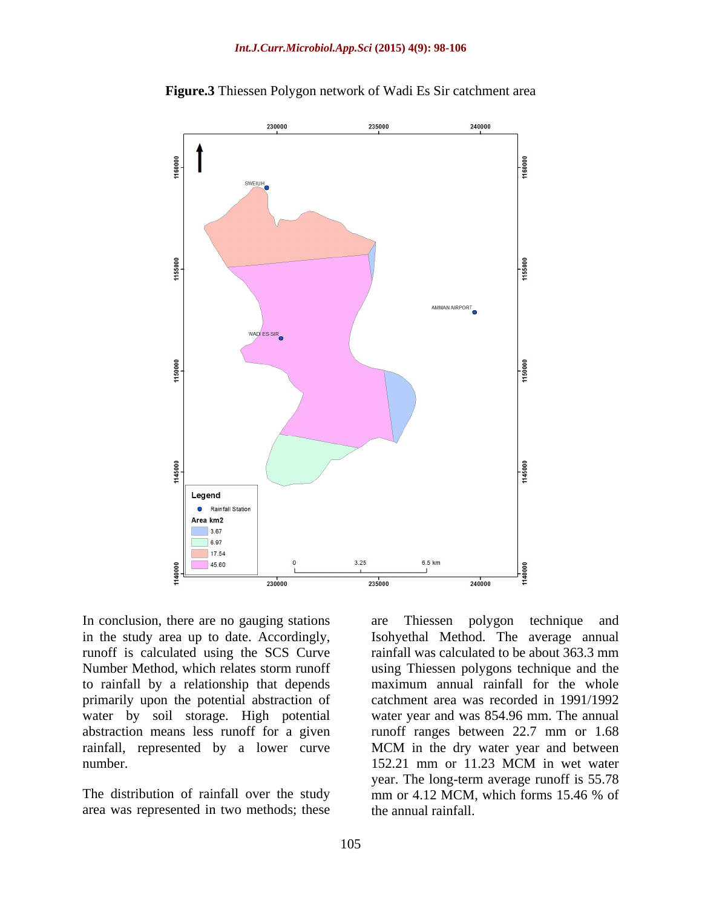**Figure.3** Thiessen Polygon network of Wadi Es Sir catchment area

In conclusion, there are no gauging stations in the study area up to date. Accordingly, runoff is calculated using the SCS Curve Number Method, which relates storm runoff to rainfall by a relationship that depends primarily upon the potential abstraction of water by soil storage. High potential abstraction means less runoff for a given rainfall, represented by a lower curve number.

The distribution of rainfall over the study area was represented in two methods; these are Thiessen polygon technique and Isohyethal Method. The average annual rainfall was calculated to be about 363.3 mm using Thiessen polygons technique and the maximum annual rainfall for the whole catchment area was recorded in 1991/1992 water year and was 854.96 mm. The annual runoff ranges between 22.7 mm or 1.68 MCM in the dry water year and between 152.21 mm or 11.23 MCM in wet water year. The long-term average runoff is 55.78 mm or 4.12 MCM, which forms 15.46 % of the annual rainfall.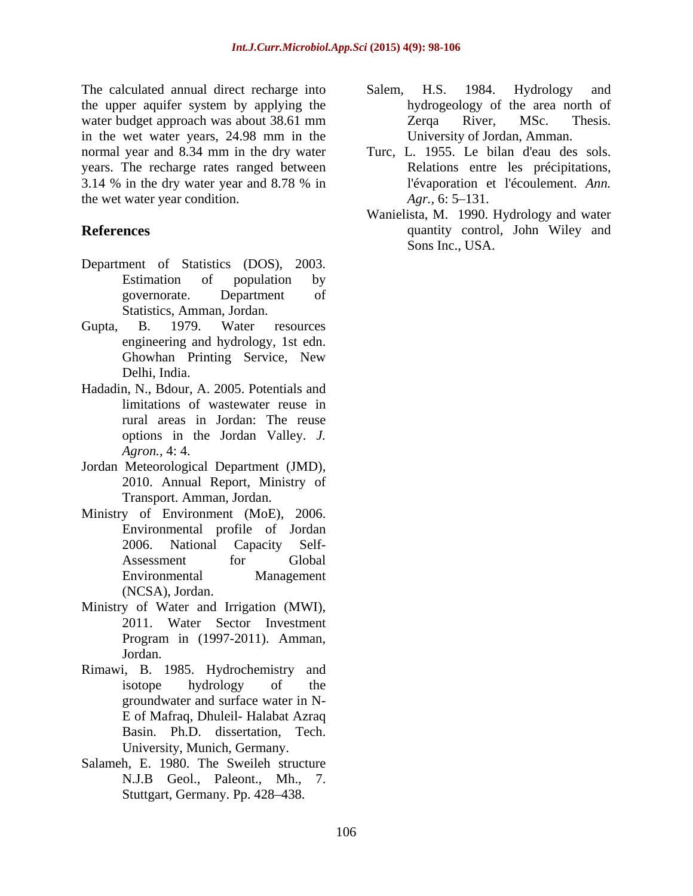The calculated annual direct recharge into the upper aquifer system by applying the water budget approach was about 38.61 mm in the wet water years, 24.98 mm in the normal year and 8.34 mm in the dry water years. The recharge rates ranged between 3.14 % in the dry water year and 8.78 % in the wet water year condition.

## References

Department of Statistics (DOS), 2003. Estimation of population by governorate. Department of Statistics, Amman, Jordan.

Gupta, B. 1979. Water resources engineering and hydrology, 1st edn. Ghowhan Printing Service, New Delhi, India.

Hadadin, N., Bdour, A. 2005. Potentials and limitations of wastewater reuse in rural areas in Jordan: The reuse options in the Jordan Valley. *J. Agron.*, 4: 4.

Jordan Meteorological Department (JMD), 2010. Annual Report, Ministry of Transport. Amman, Jordan.

Ministry of Environment (MoE), 2006. Environmental profile of Jordan 2006. National Capacity Self-Assessment for Global Environmental Management (NCSA), Jordan.

Ministry of Water and Irrigation (MWI), 2011. Water Sector Investment Program in (1997-2011). Amman, Jordan.

Rimawi, B. 1985. Hydrochemistry and isotope hydrology of the groundwater and surface water in N-E of Mafraq, Dhuleil- Halabat Azraq Basin. Ph.D. dissertation, Tech. University, Munich, Germany.

Salameh, E. 1980. The Sweileh structure N.J.B Geol., Paleont., Mh., 7. Stuttgart, Germany. Pp. 428–438.

Salem, H.S. 1984. Hydrology and hydrogeology of the area north of Zerqa River, MSc. Thesis. University of Jordan, Amman.

Turc, L. 1955. Le bilan d'eau des sols. Relations entre les précipitations, l'évaporation et l'écoulement. *Ann. Agr.*, 6: 5–131.

Wanielista, M. 1990. Hydrology and water quantity control, John Wiley and Sons Inc., USA.